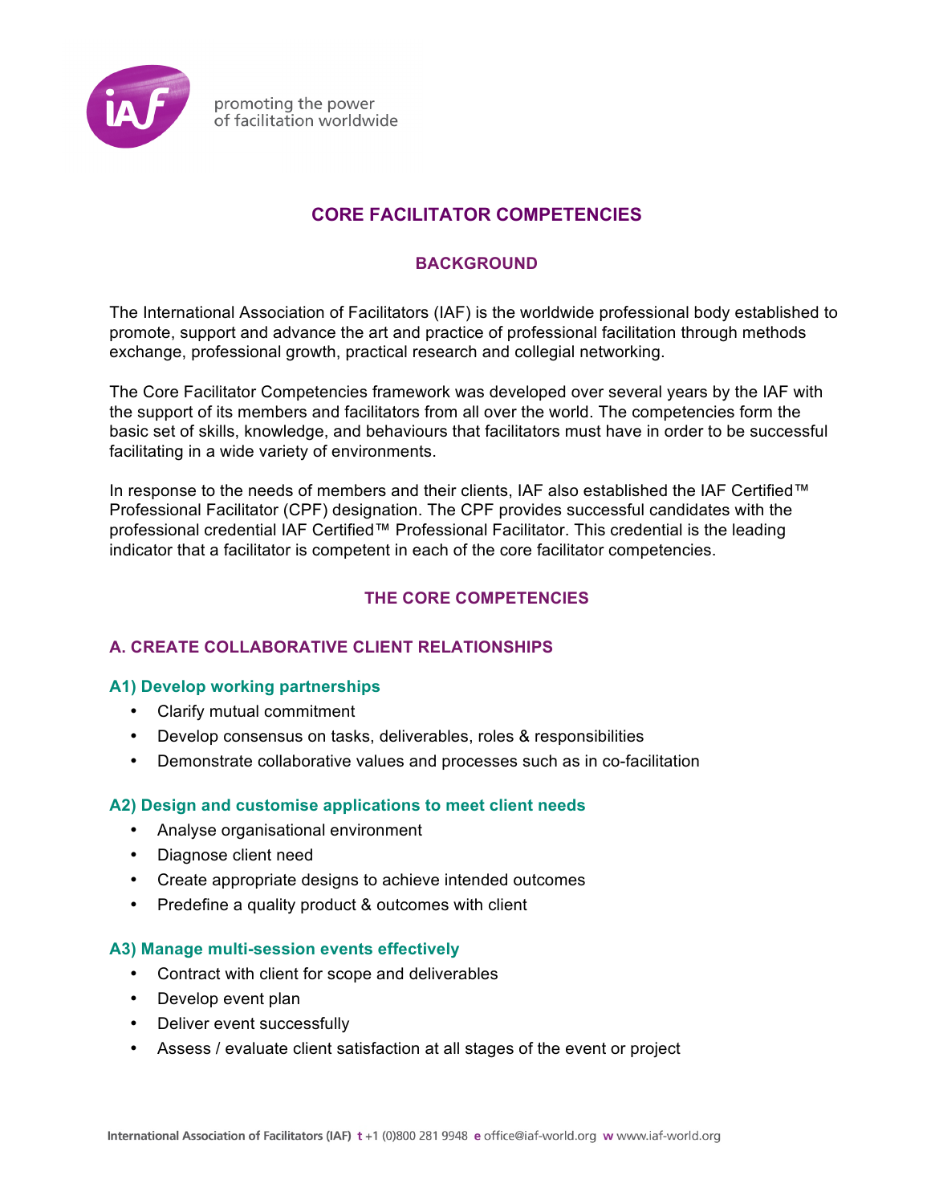promoting the power
of facilitation worldwide

# CORE FACILITATOR COMPETENCIES

## BACKGROUND

The International Association of Facilitators (IAF) is the worldwide professional body established to promote, support and advance the art and practice of professional facilitation through methods exchange, professional growth, practical research and collegial networking.

The Core Facilitator Competencies framework was developed over several years by the IAF with the support of its members and facilitators from all over the world. The competencies form the basic set of skills, knowledge, and behaviours that facilitators must have in order to be successful facilitating in a wide variety of environments.

In response to the needs of members and their clients, IAF also established the IAF Certified™ Professional Facilitator (CPF) designation. The CPF provides successful candidates with the professional credential IAF Certified™ Professional Facilitator. This credential is the leading indicator that a facilitator is competent in each of the core facilitator competencies.

## THE CORE COMPETENCIES

### A. CREATE COLLABORATIVE CLIENT RELATIONSHIPS

#### A1) Develop working partnerships

- Clarify mutual commitment
- Develop consensus on tasks, deliverables, roles & responsibilities
- Demonstrate collaborative values and processes such as in co-facilitation

#### A2) Design and customise applications to meet client needs

- Analyse organisational environment
- Diagnose client need
- Create appropriate designs to achieve intended outcomes
- Predefine a quality product & outcomes with client

#### A3) Manage multi-session events effectively

- Contract with client for scope and deliverables
- Develop event plan
- Deliver event successfully
- Assess / evaluate client satisfaction at all stages of the event or project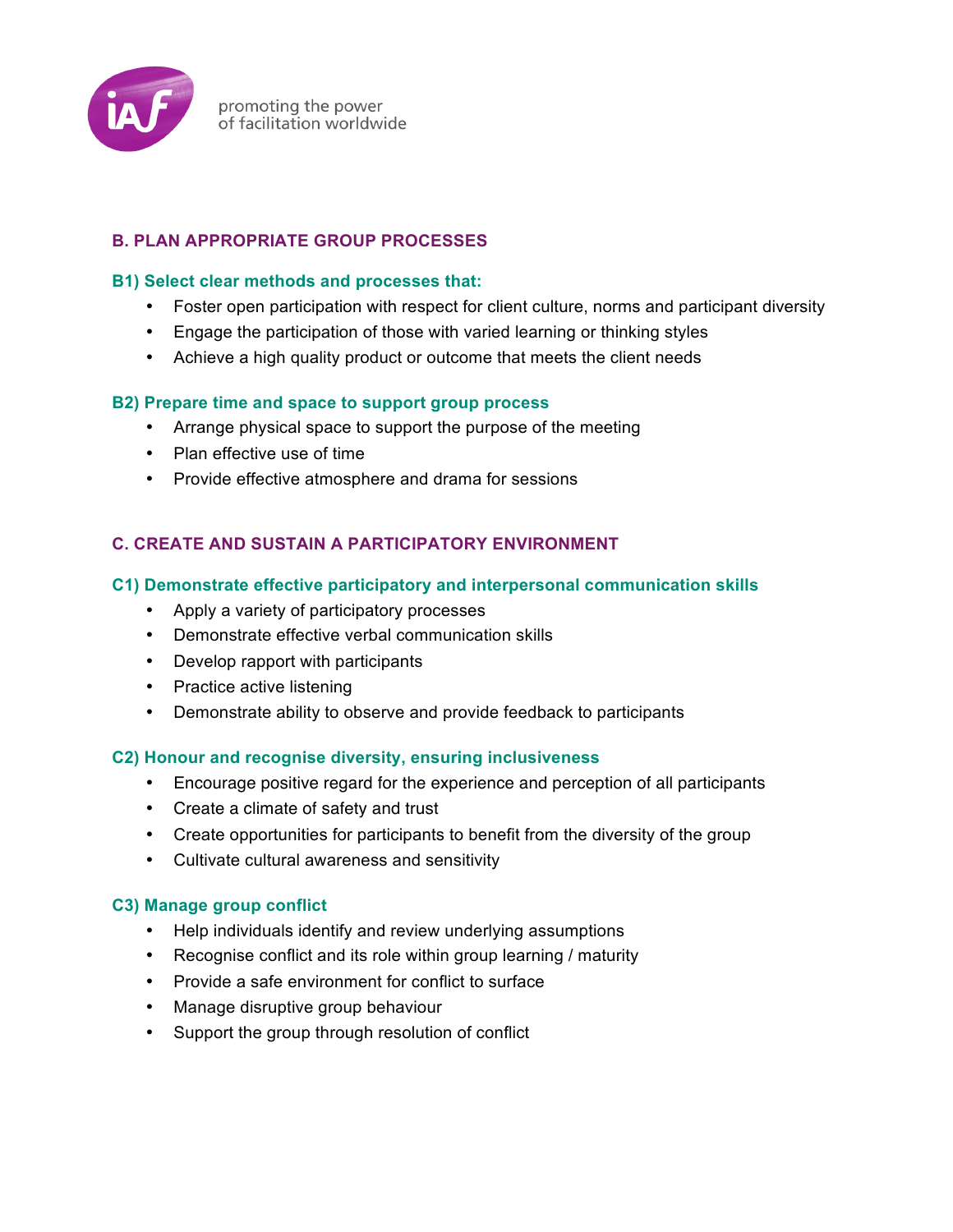## B. PLAN APPROPRIATE GROUP PROCESSES

### B1) Select clear methods and processes that:

- Foster open participation with respect for client culture, norms and participant diversity
- Engage the participation of those with varied learning or thinking styles
- Achieve a high quality product or outcome that meets the client needs

### B2) Prepare time and space to support group process

- Arrange physical space to support the purpose of the meeting
- Plan effective use of time
- Provide effective atmosphere and drama for sessions

## C. CREATE AND SUSTAIN A PARTICIPATORY ENVIRONMENT

### C1) Demonstrate effective participatory and interpersonal communication skills

- Apply a variety of participatory processes
- Demonstrate effective verbal communication skills
- Develop rapport with participants
- Practice active listening
- Demonstrate ability to observe and provide feedback to participants

### C2) Honour and recognise diversity, ensuring inclusiveness

- Encourage positive regard for the experience and perception of all participants
- Create a climate of safety and trust
- Create opportunities for participants to benefit from the diversity of the group
- Cultivate cultural awareness and sensitivity

### C3) Manage group conflict

- Help individuals identify and review underlying assumptions
- Recognise conflict and its role within group learning / maturity
- Provide a safe environment for conflict to surface
- Manage disruptive group behaviour
- Support the group through resolution of conflict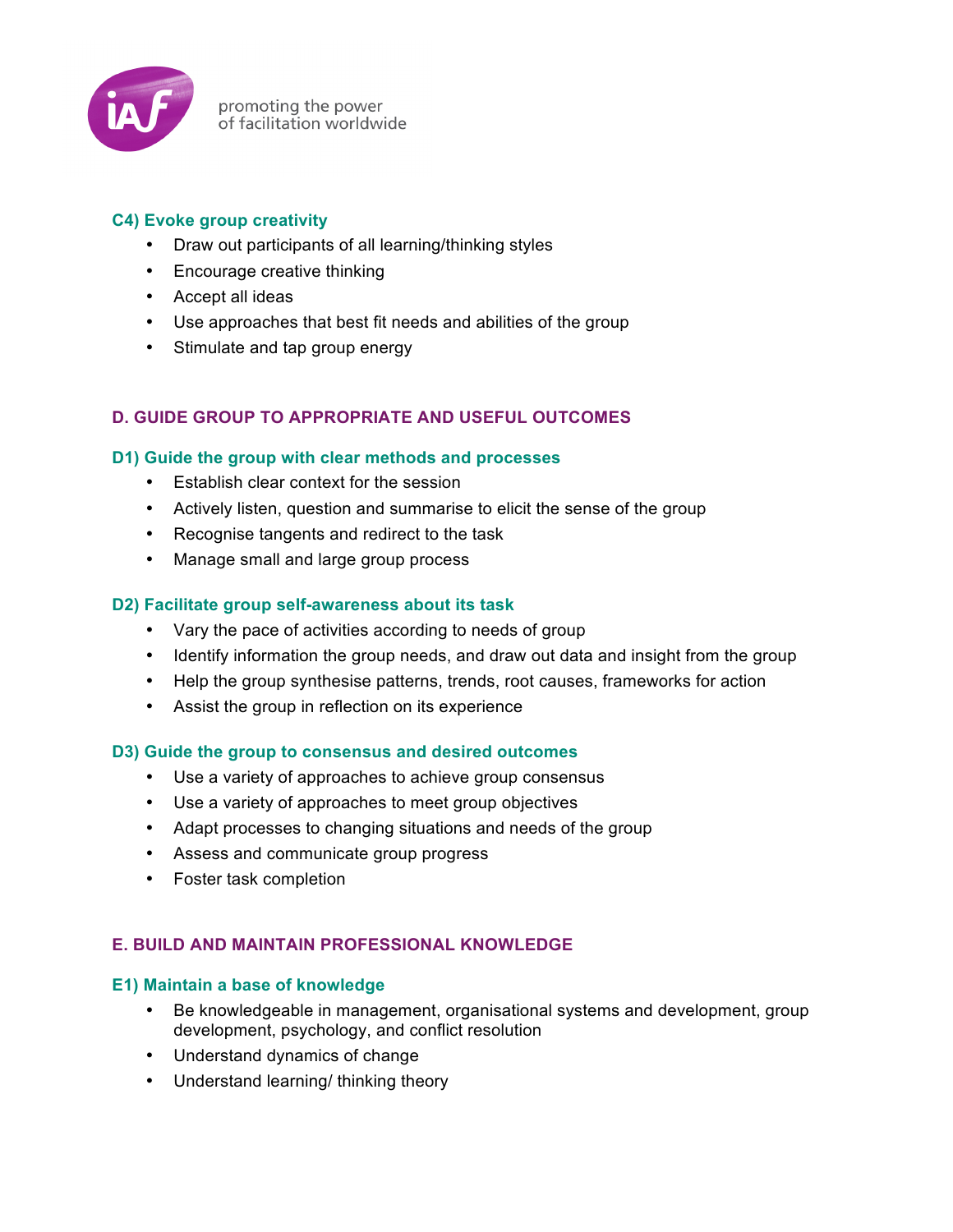### C4) Evoke group creativity

- Draw out participants of all learning/thinking styles
- Encourage creative thinking
- Accept all ideas
- Use approaches that best fit needs and abilities of the group
- Stimulate and tap group energy

## D. GUIDE GROUP TO APPROPRIATE AND USEFUL OUTCOMES

### D1) Guide the group with clear methods and processes

- Establish clear context for the session
- Actively listen, question and summarise to elicit the sense of the group
- Recognise tangents and redirect to the task
- Manage small and large group process

### D2) Facilitate group self-awareness about its task

- Vary the pace of activities according to needs of group
- Identify information the group needs, and draw out data and insight from the group
- Help the group synthesise patterns, trends, root causes, frameworks for action
- Assist the group in reflection on its experience

### D3) Guide the group to consensus and desired outcomes

- Use a variety of approaches to achieve group consensus
- Use a variety of approaches to meet group objectives
- Adapt processes to changing situations and needs of the group
- Assess and communicate group progress
- Foster task completion

## E. BUILD AND MAINTAIN PROFESSIONAL KNOWLEDGE

### E1) Maintain a base of knowledge

- Be knowledgeable in management, organisational systems and development, group development, psychology, and conflict resolution
- Understand dynamics of change
- Understand learning/ thinking theory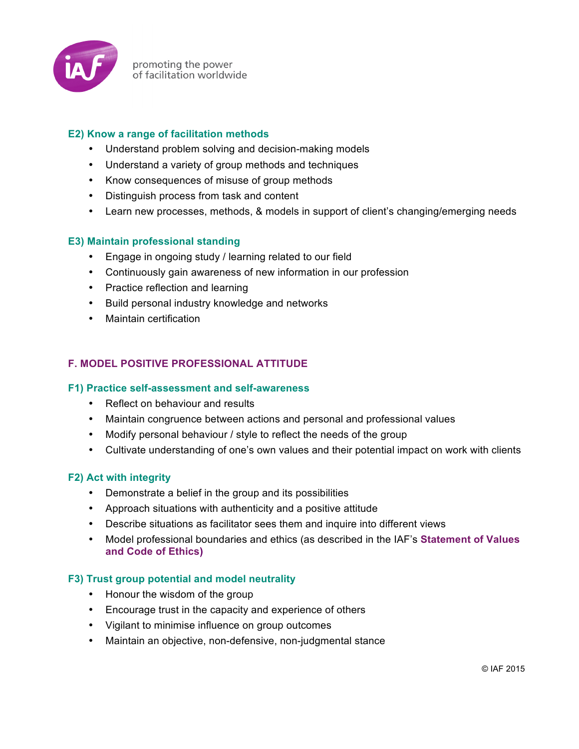### E2) Know a range of facilitation methods

- Understand problem solving and decision-making models
- Understand a variety of group methods and techniques
- Know consequences of misuse of group methods
- Distinguish process from task and content
- Learn new processes, methods, & models in support of client's changing/emerging needs

### E3) Maintain professional standing

- Engage in ongoing study / learning related to our field
- Continuously gain awareness of new information in our profession
- Practice reflection and learning
- Build personal industry knowledge and networks
- Maintain certification

## F. MODEL POSITIVE PROFESSIONAL ATTITUDE

### F1) Practice self-assessment and self-awareness

- Reflect on behaviour and results
- Maintain congruence between actions and personal and professional values
- Modify personal behaviour / style to reflect the needs of the group
- Cultivate understanding of one's own values and their potential impact on work with clients

### F2) Act with integrity

- Demonstrate a belief in the group and its possibilities
- Approach situations with authenticity and a positive attitude
- Describe situations as facilitator sees them and inquire into different views
- Model professional boundaries and ethics (as described in the IAF's **Statement of Values and Code of Ethics)**

### F3) Trust group potential and model neutrality

- Honour the wisdom of the group
- Encourage trust in the capacity and experience of others
- Vigilant to minimise influence on group outcomes
- Maintain an objective, non-defensive, non-judgmental stance

© IAF 2015